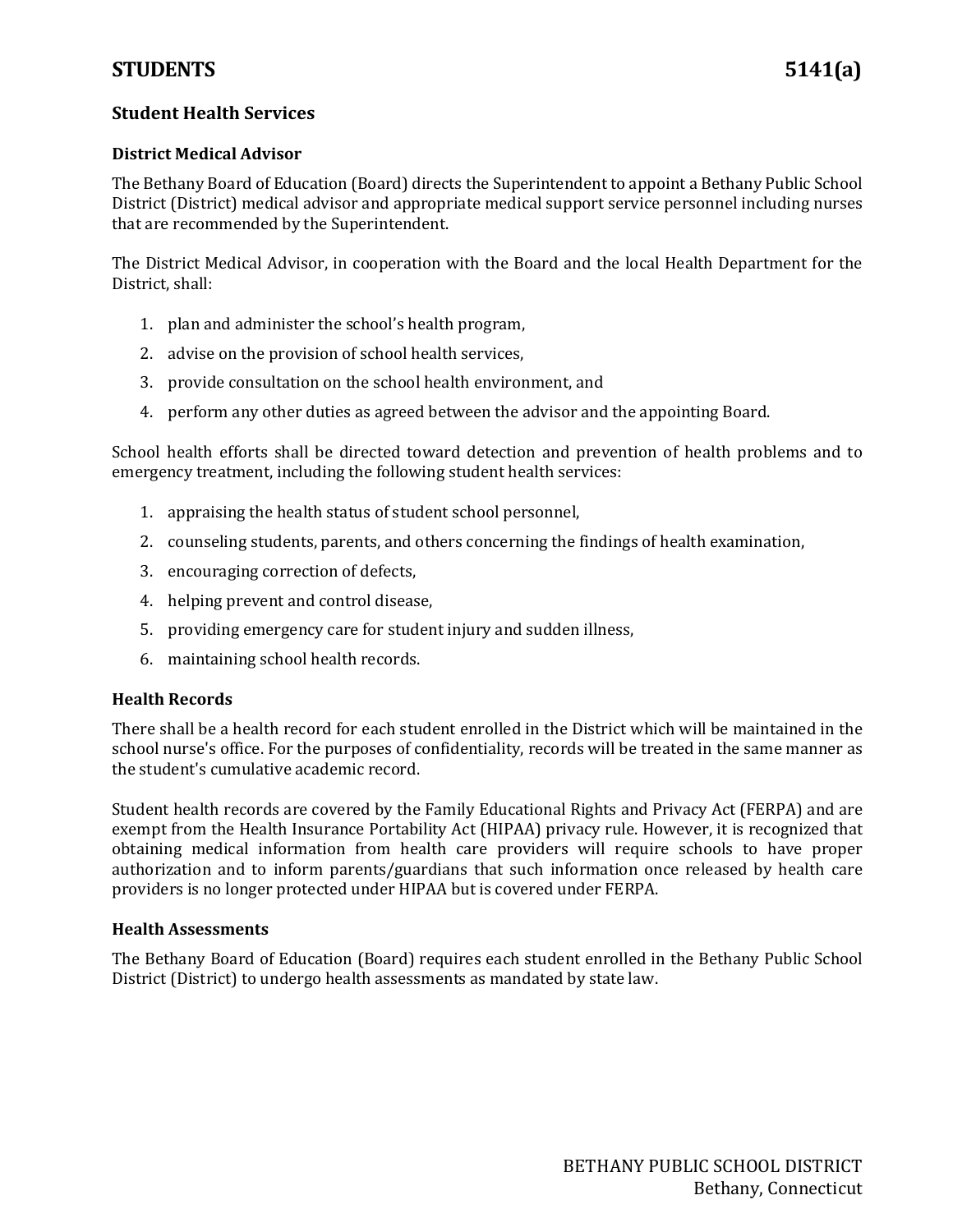# STUDENTS 5141(a)

## Student Health Services

### District Medical Advisor

The Bethany Board of Education (Board) directs the Superintendent to appoint a Bethany Public School District (District) medical advisor and appropriate medical support service personnel including nurses that are recommended by the Superintendent.

The District Medical Advisor, in cooperation with the Board and the local Health Department for the District, shall:

1. plan and administer the school's health program,
2. advise on the provision of school health services,
3. provide consultation on the school health environment, and
4. perform any other duties as agreed between the advisor and the appointing Board.

School health efforts shall be directed toward detection and prevention of health problems and to emergency treatment, including the following student health services:

1. appraising the health status of student school personnel,
2. counseling students, parents, and others concerning the findings of health examination,
3. encouraging correction of defects,
4. helping prevent and control disease,
5. providing emergency care for student injury and sudden illness,
6. maintaining school health records.

### Health Records

There shall be a health record for each student enrolled in the District which will be maintained in the school nurse's office. For the purposes of confidentiality, records will be treated in the same manner as the student's cumulative academic record.

Student health records are covered by the Family Educational Rights and Privacy Act (FERPA) and are exempt from the Health Insurance Portability Act (HIPAA) privacy rule. However, it is recognized that obtaining medical information from health care providers will require schools to have proper authorization and to inform parents/guardians that such information once released by health care providers is no longer protected under HIPAA but is covered under FERPA.

### Health Assessments

The Bethany Board of Education (Board) requires each student enrolled in the Bethany Public School District (District) to undergo health assessments as mandated by state law.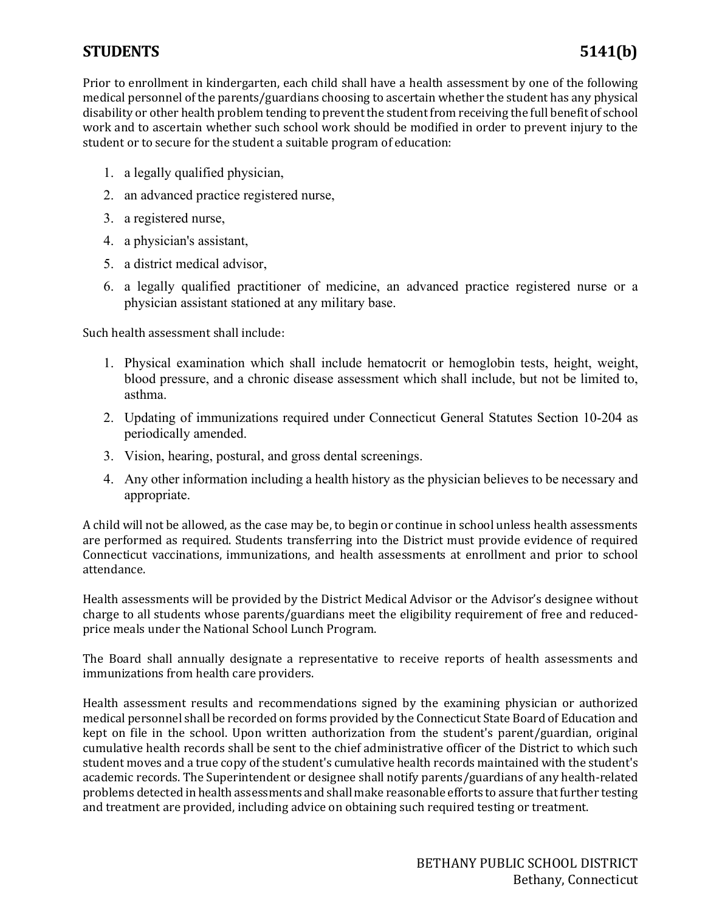Prior to enrollment in kindergarten, each child shall have a health assessment by one of the following medical personnel of the parents/guardians choosing to ascertain whether the student has any physical disability or other health problem tending to prevent the student from receiving the full benefit of school work and to ascertain whether such school work should be modified in order to prevent injury to the student or to secure for the student a suitable program of education:

1. a legally qualified physician,
2. an advanced practice registered nurse,
3. a registered nurse,
4. a physician's assistant,
5. a district medical advisor,
6. a legally qualified practitioner of medicine, an advanced practice registered nurse or a physician assistant stationed at any military base.

Such health assessment shall include:

1. Physical examination which shall include hematocrit or hemoglobin tests, height, weight, blood pressure, and a chronic disease assessment which shall include, but not be limited to, asthma.
2. Updating of immunizations required under Connecticut General Statutes Section 10-204 as periodically amended.
3. Vision, hearing, postural, and gross dental screenings.
4. Any other information including a health history as the physician believes to be necessary and appropriate.

A child will not be allowed, as the case may be, to begin or continue in school unless health assessments are performed as required. Students transferring into the District must provide evidence of required Connecticut vaccinations, immunizations, and health assessments at enrollment and prior to school attendance.

Health assessments will be provided by the District Medical Advisor or the Advisor's designee without charge to all students whose parents/guardians meet the eligibility requirement of free and reduced-price meals under the National School Lunch Program.

The Board shall annually designate a representative to receive reports of health assessments and immunizations from health care providers.

Health assessment results and recommendations signed by the examining physician or authorized medical personnel shall be recorded on forms provided by the Connecticut State Board of Education and kept on file in the school. Upon written authorization from the student's parent/guardian, original cumulative health records shall be sent to the chief administrative officer of the District to which such student moves and a true copy of the student's cumulative health records maintained with the student's academic records. The Superintendent or designee shall notify parents/guardians of any health-related problems detected in health assessments and shall make reasonable efforts to assure that further testing and treatment are provided, including advice on obtaining such required testing or treatment.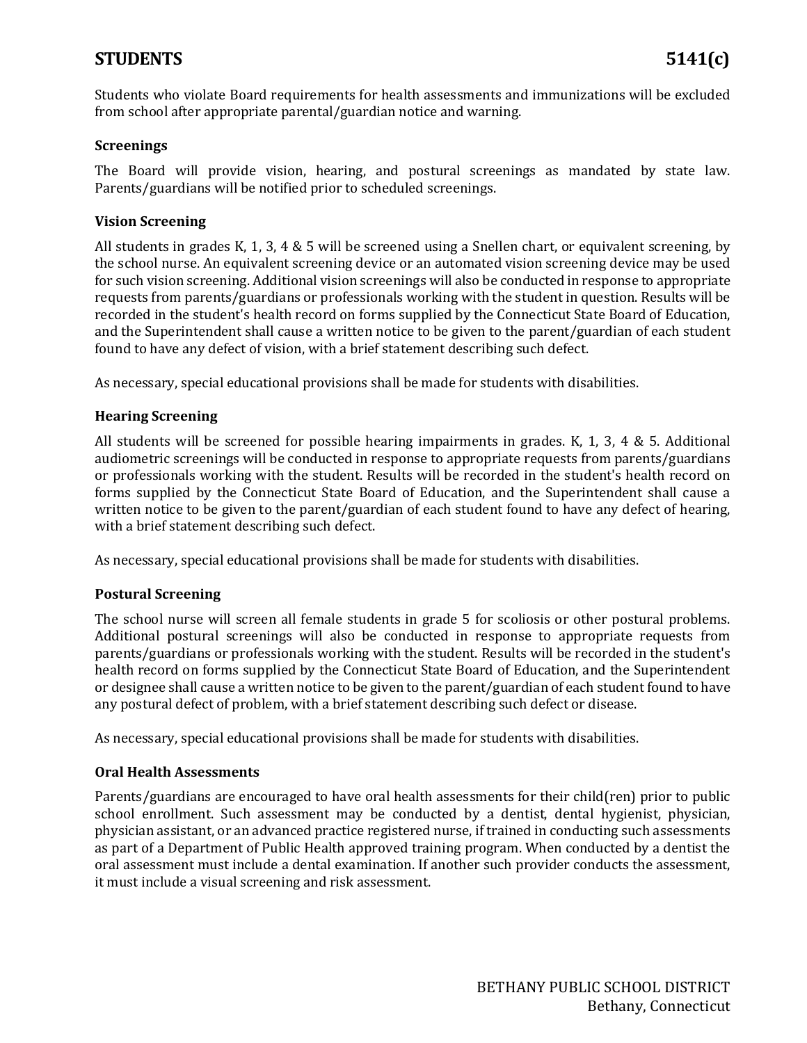Students who violate Board requirements for health assessments and immunizations will be excluded from school after appropriate parental/guardian notice and warning.

### Screenings

The Board will provide vision, hearing, and postural screenings as mandated by state law. Parents/guardians will be notified prior to scheduled screenings.

### Vision Screening

All students in grades K, 1, 3, 4 & 5 will be screened using a Snellen chart, or equivalent screening, by the school nurse. An equivalent screening device or an automated vision screening device may be used for such vision screening. Additional vision screenings will also be conducted in response to appropriate requests from parents/guardians or professionals working with the student in question. Results will be recorded in the student's health record on forms supplied by the Connecticut State Board of Education, and the Superintendent shall cause a written notice to be given to the parent/guardian of each student found to have any defect of vision, with a brief statement describing such defect.

As necessary, special educational provisions shall be made for students with disabilities.

### Hearing Screening

All students will be screened for possible hearing impairments in grades. K, 1, 3, 4 & 5. Additional audiometric screenings will be conducted in response to appropriate requests from parents/guardians or professionals working with the student. Results will be recorded in the student's health record on forms supplied by the Connecticut State Board of Education, and the Superintendent shall cause a written notice to be given to the parent/guardian of each student found to have any defect of hearing, with a brief statement describing such defect.

As necessary, special educational provisions shall be made for students with disabilities.

### Postural Screening

The school nurse will screen all female students in grade 5 for scoliosis or other postural problems. Additional postural screenings will also be conducted in response to appropriate requests from parents/guardians or professionals working with the student. Results will be recorded in the student's health record on forms supplied by the Connecticut State Board of Education, and the Superintendent or designee shall cause a written notice to be given to the parent/guardian of each student found to have any postural defect of problem, with a brief statement describing such defect or disease.

As necessary, special educational provisions shall be made for students with disabilities.

### Oral Health Assessments

Parents/guardians are encouraged to have oral health assessments for their child(ren) prior to public school enrollment. Such assessment may be conducted by a dentist, dental hygienist, physician, physician assistant, or an advanced practice registered nurse, if trained in conducting such assessments as part of a Department of Public Health approved training program. When conducted by a dentist the oral assessment must include a dental examination. If another such provider conducts the assessment, it must include a visual screening and risk assessment.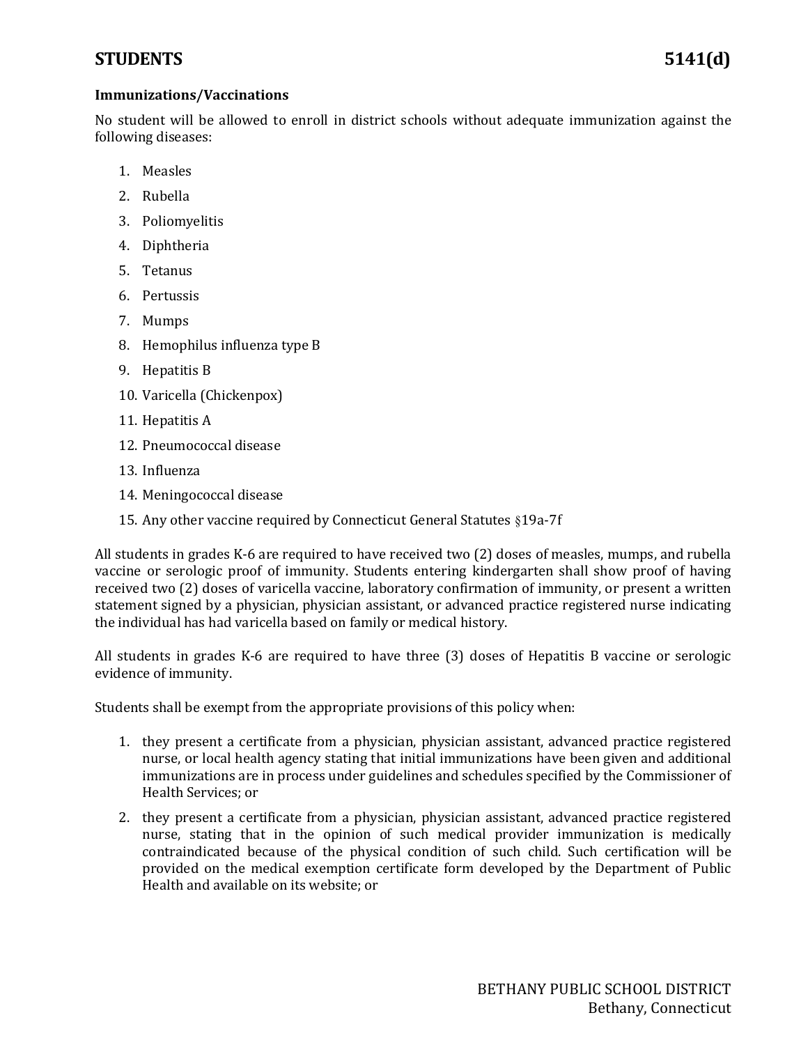## Immunizations/Vaccinations

No student will be allowed to enroll in district schools without adequate immunization against the following diseases:

1. Measles
2. Rubella
3. Poliomyelitis
4. Diphtheria
5. Tetanus
6. Pertussis
7. Mumps
8. Hemophilus influenza type B
9. Hepatitis B
10. Varicella (Chickenpox)
11. Hepatitis A
12. Pneumococcal disease
13. Influenza
14. Meningococcal disease
15. Any other vaccine required by Connecticut General Statutes §19a-7f

All students in grades K-6 are required to have received two (2) doses of measles, mumps, and rubella vaccine or serologic proof of immunity. Students entering kindergarten shall show proof of having received two (2) doses of varicella vaccine, laboratory confirmation of immunity, or present a written statement signed by a physician, physician assistant, or advanced practice registered nurse indicating the individual has had varicella based on family or medical history.

All students in grades K-6 are required to have three (3) doses of Hepatitis B vaccine or serologic evidence of immunity.

Students shall be exempt from the appropriate provisions of this policy when:

1. they present a certificate from a physician, physician assistant, advanced practice registered nurse, or local health agency stating that initial immunizations have been given and additional immunizations are in process under guidelines and schedules specified by the Commissioner of Health Services; or
2. they present a certificate from a physician, physician assistant, advanced practice registered nurse, stating that in the opinion of such medical provider immunization is medically contraindicated because of the physical condition of such child. Such certification will be provided on the medical exemption certificate form developed by the Department of Public Health and available on its website; or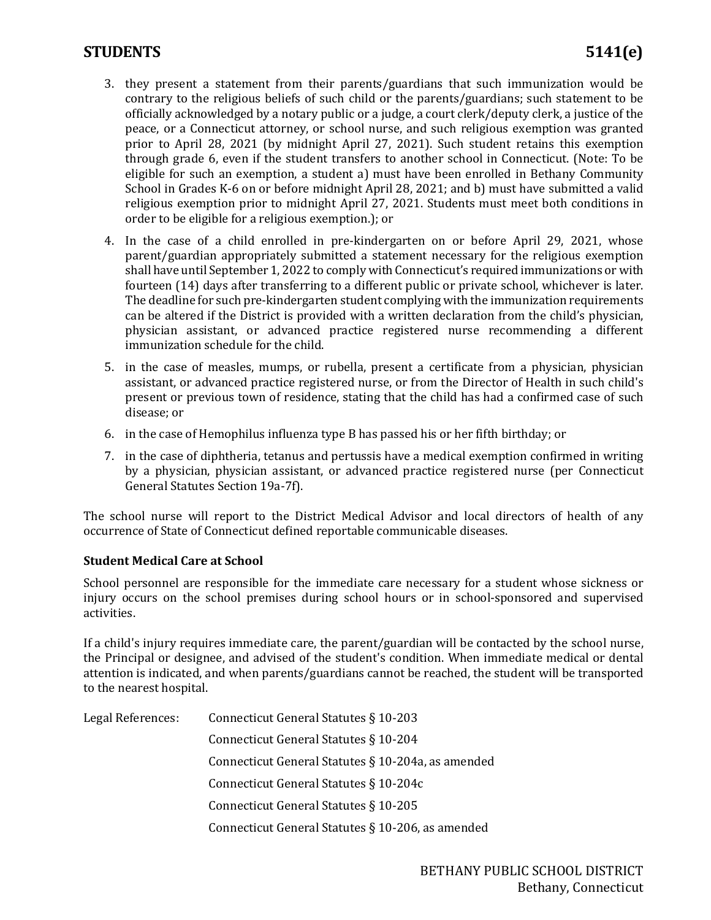3. they present a statement from their parents/guardians that such immunization would be contrary to the religious beliefs of such child or the parents/guardians; such statement to be officially acknowledged by a notary public or a judge, a court clerk/deputy clerk, a justice of the peace, or a Connecticut attorney, or school nurse, and such religious exemption was granted prior to April 28, 2021 (by midnight April 27, 2021). Such student retains this exemption through grade 6, even if the student transfers to another school in Connecticut. (Note: To be eligible for such an exemption, a student a) must have been enrolled in Bethany Community School in Grades K-6 on or before midnight April 28, 2021; and b) must have submitted a valid religious exemption prior to midnight April 27, 2021. Students must meet both conditions in order to be eligible for a religious exemption.); or
4. In the case of a child enrolled in pre-kindergarten on or before April 29, 2021, whose parent/guardian appropriately submitted a statement necessary for the religious exemption shall have until September 1, 2022 to comply with Connecticut's required immunizations or with fourteen (14) days after transferring to a different public or private school, whichever is later. The deadline for such pre-kindergarten student complying with the immunization requirements can be altered if the District is provided with a written declaration from the child's physician, physician assistant, or advanced practice registered nurse recommending a different immunization schedule for the child.
5. in the case of measles, mumps, or rubella, present a certificate from a physician, physician assistant, or advanced practice registered nurse, or from the Director of Health in such child's present or previous town of residence, stating that the child has had a confirmed case of such disease; or
6. in the case of Hemophilus influenza type B has passed his or her fifth birthday; or
7. in the case of diphtheria, tetanus and pertussis have a medical exemption confirmed in writing by a physician, physician assistant, or advanced practice registered nurse (per Connecticut General Statutes Section 19a-7f).

The school nurse will report to the District Medical Advisor and local directors of health of any occurrence of State of Connecticut defined reportable communicable diseases.

### Student Medical Care at School

School personnel are responsible for the immediate care necessary for a student whose sickness or injury occurs on the school premises during school hours or in school-sponsored and supervised activities.

If a child's injury requires immediate care, the parent/guardian will be contacted by the school nurse, the Principal or designee, and advised of the student's condition. When immediate medical or dental attention is indicated, and when parents/guardians cannot be reached, the student will be transported to the nearest hospital.

Legal References:
- Connecticut General Statutes § 10-203
- Connecticut General Statutes § 10-204
- Connecticut General Statutes § 10-204a, as amended
- Connecticut General Statutes § 10-204c
- Connecticut General Statutes § 10-205
- Connecticut General Statutes § 10-206, as amended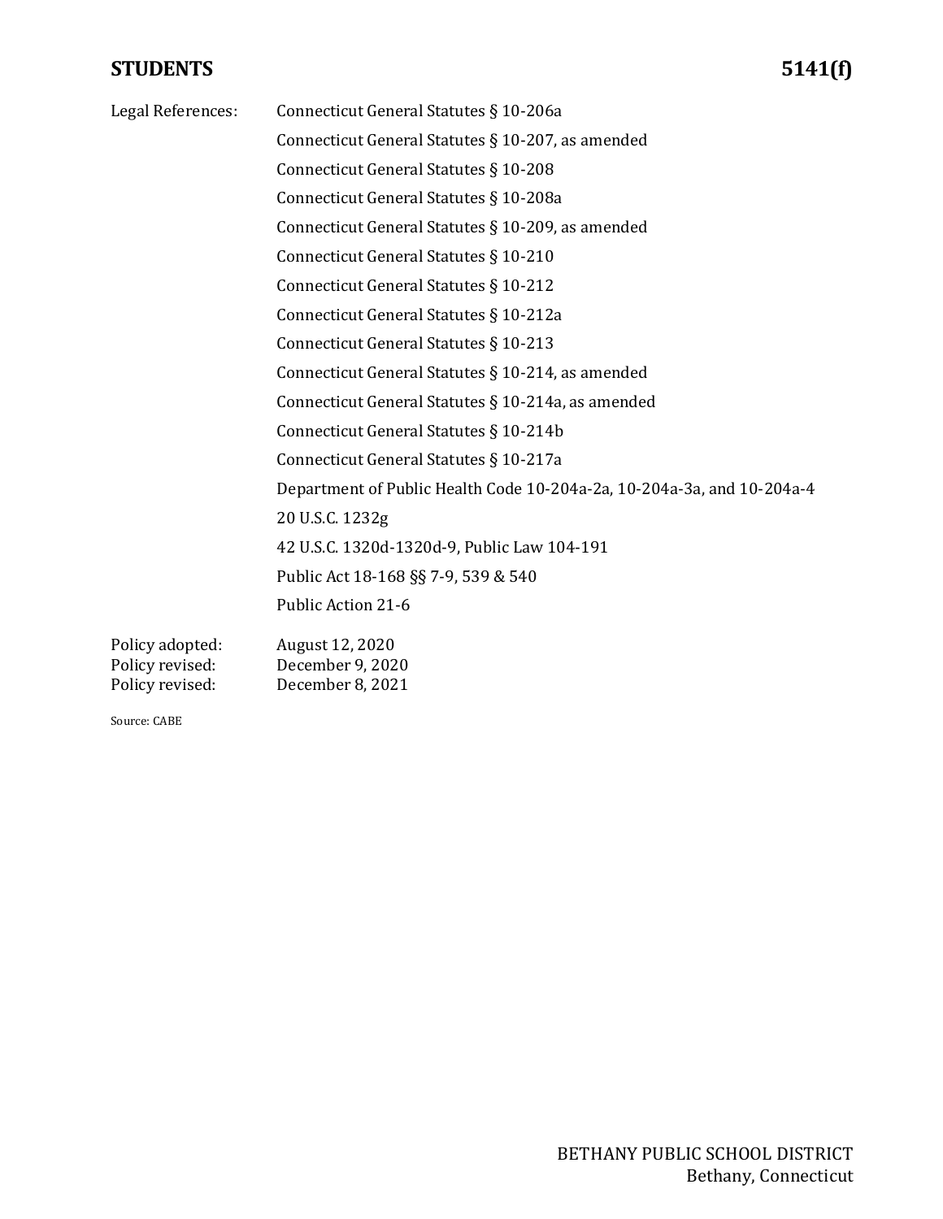Legal References:

Connecticut General Statutes § 10-206a

Connecticut General Statutes § 10-207, as amended

Connecticut General Statutes § 10-208

Connecticut General Statutes § 10-208a

Connecticut General Statutes § 10-209, as amended

Connecticut General Statutes § 10-210

Connecticut General Statutes § 10-212

Connecticut General Statutes § 10-212a

Connecticut General Statutes § 10-213

Connecticut General Statutes § 10-214, as amended

Connecticut General Statutes § 10-214a, as amended

Connecticut General Statutes § 10-214b

Connecticut General Statutes § 10-217a

Department of Public Health Code 10-204a-2a, 10-204a-3a, and 10-204a-4

20 U.S.C. 1232g

42 U.S.C. 1320d-1320d-9, Public Law 104-191

Public Act 18-168 §§ 7-9, 539 & 540

Public Action 21-6

Policy adopted: August 12, 2020
Policy revised: December 9, 2020
Policy revised: December 8, 2021

Source: CABE

BETHANY PUBLIC SCHOOL DISTRICT
Bethany, Connecticut